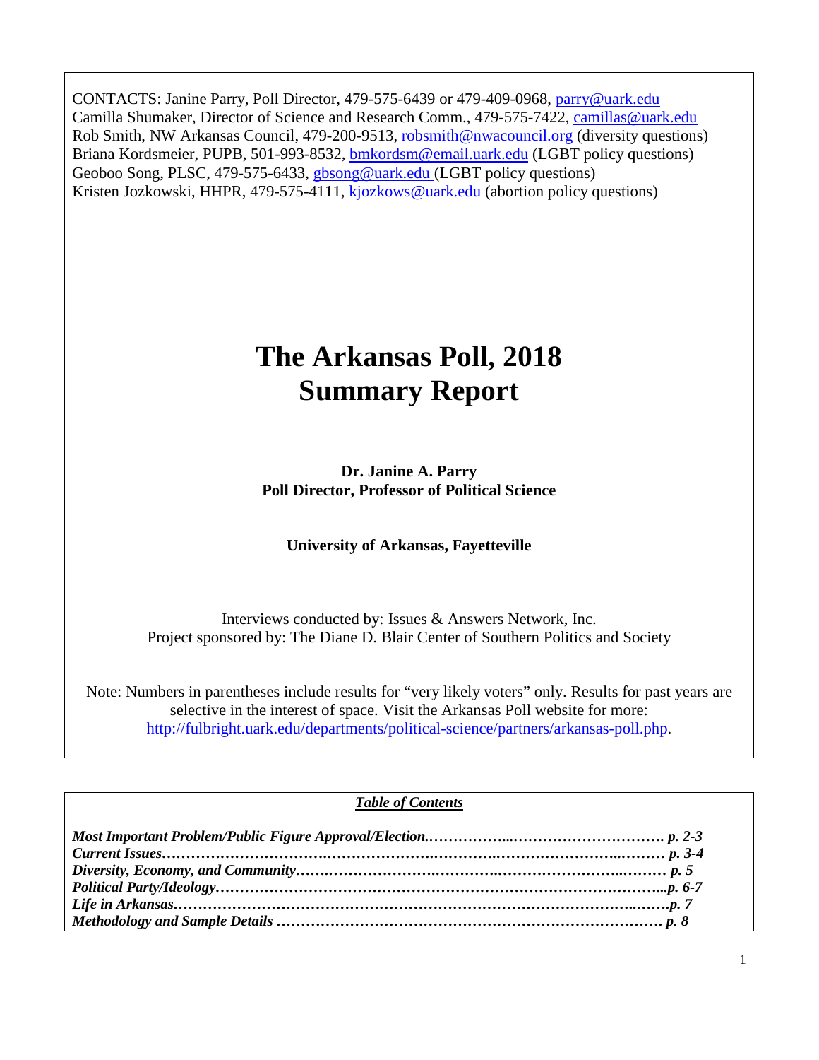CONTACTS: Janine Parry, Poll Director, 479-575-6439 or 479-409-0968, parry@uark.edu
Camilla Shumaker, Director of Science and Research Comm., 479-575-7422, camillas@uark.edu
Rob Smith, NW Arkansas Council, 479-200-9513, robsmith@nwacouncil.org (diversity questions)
Briana Kordsmeier, PUPB, 501-993-8532, bmkordsm@email.uark.edu (LGBT policy questions)
Geoboo Song, PLSC, 479-575-6433, gbsong@uark.edu (LGBT policy questions)
Kristen Jozkowski, HHPR, 479-575-4111, kjozkows@uark.edu (abortion policy questions)

# The Arkansas Poll, 2018
# Summary Report

**Dr. Janine A. Parry**
**Poll Director, Professor of Political Science**

**University of Arkansas, Fayetteville**

Interviews conducted by: Issues & Answers Network, Inc.
Project sponsored by: The Diane D. Blair Center of Southern Politics and Society

Note: Numbers in parentheses include results for "very likely voters" only. Results for past years are selective in the interest of space. Visit the Arkansas Poll website for more: http://fulbright.uark.edu/departments/political-science/partners/arkansas-poll.php.

***Table of Contents***

***Most Important Problem/Public Figure Approval/Election……………………………………………. p. 2-3***
***Current Issues………………………………………………………………………………………… p. 3-4***
***Diversity, Economy, and Community……………………………………………………………… p. 5***
***Political Party/Ideology………………………………………………………………………………...p. 6-7***
***Life in Arkansas……………………………………………………………………………………….p. 7***
***Methodology and Sample Details ……………………………………………………………………. p. 8***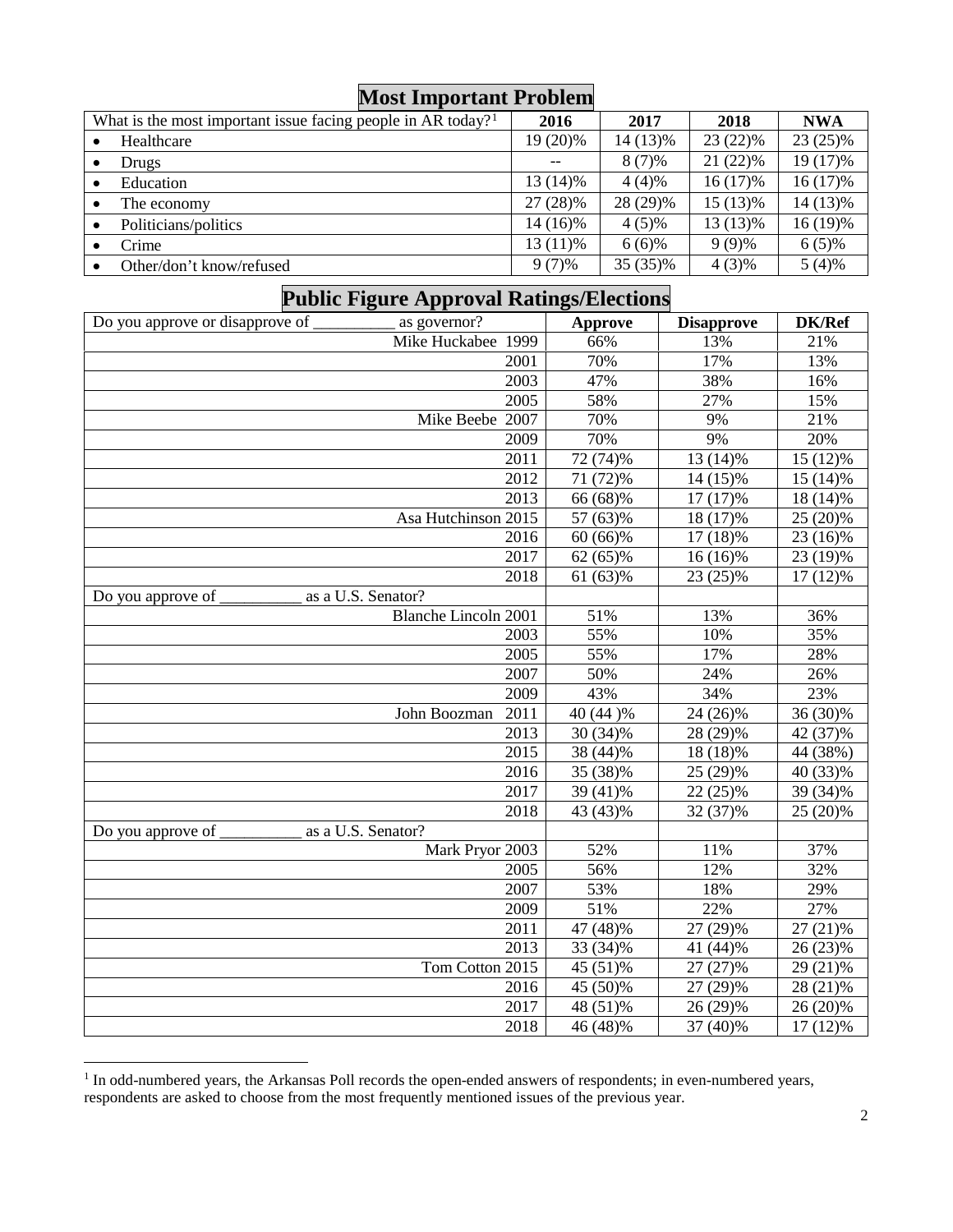## Most Important Problem

| What is the most important issue facing people in AR today?[1] | 2016 | 2017 | 2018 | NWA |
|---|---|---|---|---|
| • Healthcare | 19 (20)% | 14 (13)% | 23 (22)% | 23 (25)% |
| • Drugs | -- | 8 (7)% | 21 (22)% | 19 (17)% |
| • Education | 13 (14)% | 4 (4)% | 16 (17)% | 16 (17)% |
| • The economy | 27 (28)% | 28 (29)% | 15 (13)% | 14 (13)% |
| • Politicians/politics | 14 (16)% | 4 (5)% | 13 (13)% | 16 (19)% |
| • Crime | 13 (11)% | 6 (6)% | 9 (9)% | 6 (5)% |
| • Other/don't know/refused | 9 (7)% | 35 (35)% | 4 (3)% | 5 (4)% |

## Public Figure Approval Ratings/Elections

| Do you approve or disapprove of __________ as governor? | Approve | Disapprove | DK/Ref |
|---|---|---|---|
| Mike Huckabee 1999 | 66% | 13% | 21% |
| 2001 | 70% | 17% | 13% |
| 2003 | 47% | 38% | 16% |
| 2005 | 58% | 27% | 15% |
| Mike Beebe 2007 | 70% | 9% | 21% |
| 2009 | 70% | 9% | 20% |
| 2011 | 72 (74)% | 13 (14)% | 15 (12)% |
| 2012 | 71 (72)% | 14 (15)% | 15 (14)% |
| 2013 | 66 (68)% | 17 (17)% | 18 (14)% |
| Asa Hutchinson 2015 | 57 (63)% | 18 (17)% | 25 (20)% |
| 2016 | 60 (66)% | 17 (18)% | 23 (16)% |
| 2017 | 62 (65)% | 16 (16)% | 23 (19)% |
| 2018 | 61 (63)% | 23 (25)% | 17 (12)% |
| Do you approve of __________ as a U.S. Senator? | | | |
| Blanche Lincoln 2001 | 51% | 13% | 36% |
| 2003 | 55% | 10% | 35% |
| 2005 | 55% | 17% | 28% |
| 2007 | 50% | 24% | 26% |
| 2009 | 43% | 34% | 23% |
| John Boozman 2011 | 40 (44 )% | 24 (26)% | 36 (30)% |
| 2013 | 30 (34)% | 28 (29)% | 42 (37)% |
| 2015 | 38 (44)% | 18 (18)% | 44 (38%) |
| 2016 | 35 (38)% | 25 (29)% | 40 (33)% |
| 2017 | 39 (41)% | 22 (25)% | 39 (34)% |
| 2018 | 43 (43)% | 32 (37)% | 25 (20)% |
| Do you approve of __________ as a U.S. Senator? | | | |
| Mark Pryor 2003 | 52% | 11% | 37% |
| 2005 | 56% | 12% | 32% |
| 2007 | 53% | 18% | 29% |
| 2009 | 51% | 22% | 27% |
| 2011 | 47 (48)% | 27 (29)% | 27 (21)% |
| 2013 | 33 (34)% | 41 (44)% | 26 (23)% |
| Tom Cotton 2015 | 45 (51)% | 27 (27)% | 29 (21)% |
| 2016 | 45 (50)% | 27 (29)% | 28 (21)% |
| 2017 | 48 (51)% | 26 (29)% | 26 (20)% |
| 2018 | 46 (48)% | 37 (40)% | 17 (12)% |

[1] In odd-numbered years, the Arkansas Poll records the open-ended answers of respondents; in even-numbered years, respondents are asked to choose from the most frequently mentioned issues of the previous year.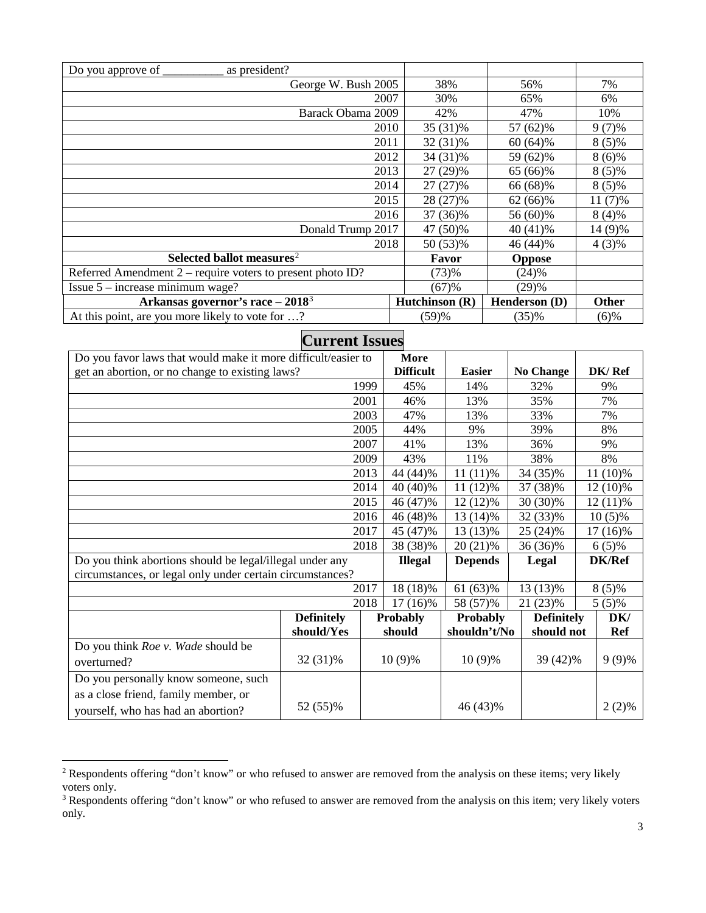| Do you approve of __________ as president? | | | |
|---|---|---|---|
| George W. Bush 2005 | 38% | 56% | 7% |
| 2007 | 30% | 65% | 6% |
| Barack Obama 2009 | 42% | 47% | 10% |
| 2010 | 35 (31)% | 57 (62)% | 9 (7)% |
| 2011 | 32 (31)% | 60 (64)% | 8 (5)% |
| 2012 | 34 (31)% | 59 (62)% | 8 (6)% |
| 2013 | 27 (29)% | 65 (66)% | 8 (5)% |
| 2014 | 27 (27)% | 66 (68)% | 8 (5)% |
| 2015 | 28 (27)% | 62 (66)% | 11 (7)% |
| 2016 | 37 (36)% | 56 (60)% | 8 (4)% |
| Donald Trump 2017 | 47 (50)% | 40 (41)% | 14 (9)% |
| 2018 | 50 (53)% | 46 (44)% | 4 (3)% |
| **Selected ballot measures**[2] | **Favor** | **Oppose** | |
| Referred Amendment 2 – require voters to present photo ID? | (73)% | (24)% | |
| Issue 5 – increase minimum wage? | (67)% | (29)% | |
| **Arkansas governor's race – 2018**[3] | **Hutchinson (R)** | **Henderson (D)** | **Other** |
| At this point, are you more likely to vote for …? | (59)% | (35)% | (6)% |

# Current Issues

| Do you favor laws that would make it more difficult/easier to get an abortion, or no change to existing laws? | **More Difficult** | **Easier** | **No Change** | **DK/ Ref** |
|---|---|---|---|---|
| 1999 | 45% | 14% | 32% | 9% |
| 2001 | 46% | 13% | 35% | 7% |
| 2003 | 47% | 13% | 33% | 7% |
| 2005 | 44% | 9% | 39% | 8% |
| 2007 | 41% | 13% | 36% | 9% |
| 2009 | 43% | 11% | 38% | 8% |
| 2013 | 44 (44)% | 11 (11)% | 34 (35)% | 11 (10)% |
| 2014 | 40 (40)% | 11 (12)% | 37 (38)% | 12 (10)% |
| 2015 | 46 (47)% | 12 (12)% | 30 (30)% | 12 (11)% |
| 2016 | 46 (48)% | 13 (14)% | 32 (33)% | 10 (5)% |
| 2017 | 45 (47)% | 13 (13)% | 25 (24)% | 17 (16)% |
| 2018 | 38 (38)% | 20 (21)% | 36 (36)% | 6 (5)% |
| Do you think abortions should be legal/illegal under any circumstances, or legal only under certain circumstances? | **Illegal** | **Depends** | **Legal** | **DK/Ref** |
| 2017 | 18 (18)% | 61 (63)% | 13 (13)% | 8 (5)% |
| 2018 | 17 (16)% | 58 (57)% | 21 (23)% | 5 (5)% |

| | **Definitely should/Yes** | **Probably should** | **Probably shouldn't/No** | **Definitely should not** | **DK/ Ref** |
|---|---|---|---|---|---|
| Do you think *Roe v. Wade* should be overturned? | 32 (31)% | 10 (9)% | 10 (9)% | 39 (42)% | 9 (9)% |
| Do you personally know someone, such as a close friend, family member, or yourself, who has had an abortion? | 52 (55)% | | 46 (43)% | | 2 (2)% |

[2] Respondents offering "don't know" or who refused to answer are removed from the analysis on these items; very likely voters only.

[3] Respondents offering "don't know" or who refused to answer are removed from the analysis on this item; very likely voters only.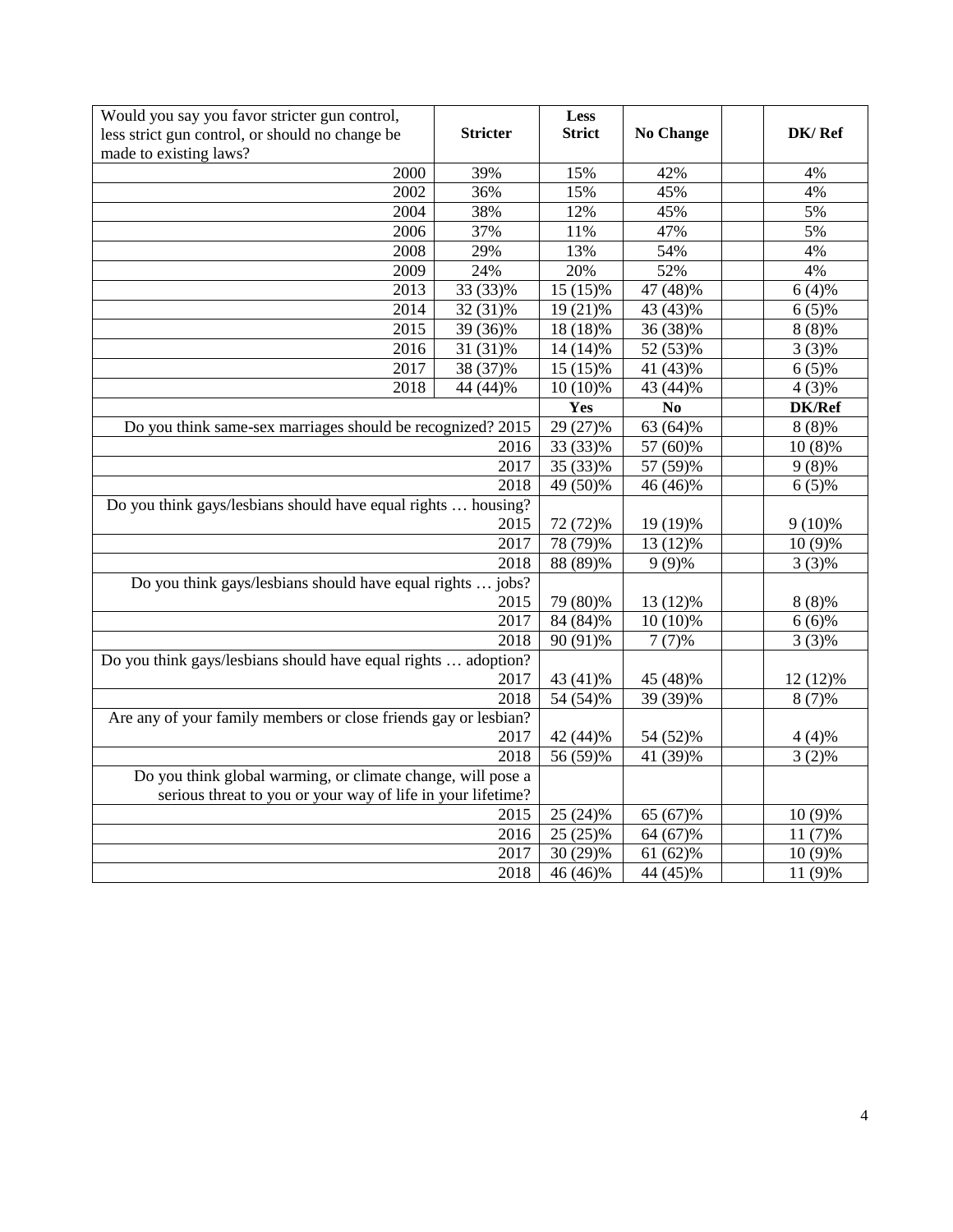| Would you say you favor stricter gun control, less strict gun control, or should no change be made to existing laws? | Stricter | Less Strict | No Change | | DK/ Ref |
|---|---|---|---|---|---|
| 2000 | 39% | 15% | 42% | | 4% |
| 2002 | 36% | 15% | 45% | | 4% |
| 2004 | 38% | 12% | 45% | | 5% |
| 2006 | 37% | 11% | 47% | | 5% |
| 2008 | 29% | 13% | 54% | | 4% |
| 2009 | 24% | 20% | 52% | | 4% |
| 2013 | 33 (33)% | 15 (15)% | 47 (48)% | | 6 (4)% |
| 2014 | 32 (31)% | 19 (21)% | 43 (43)% | | 6 (5)% |
| 2015 | 39 (36)% | 18 (18)% | 36 (38)% | | 8 (8)% |
| 2016 | 31 (31)% | 14 (14)% | 52 (53)% | | 3 (3)% |
| 2017 | 38 (37)% | 15 (15)% | 41 (43)% | | 6 (5)% |
| 2018 | 44 (44)% | 10 (10)% | 43 (44)% | | 4 (3)% |
| | | **Yes** | **No** | | **DK/Ref** |
| Do you think same-sex marriages should be recognized? 2015 | | 29 (27)% | 63 (64)% | | 8 (8)% |
| 2016 | | 33 (33)% | 57 (60)% | | 10 (8)% |
| 2017 | | 35 (33)% | 57 (59)% | | 9 (8)% |
| 2018 | | 49 (50)% | 46 (46)% | | 6 (5)% |
| Do you think gays/lesbians should have equal rights … housing? 2015 | | 72 (72)% | 19 (19)% | | 9 (10)% |
| 2017 | | 78 (79)% | 13 (12)% | | 10 (9)% |
| 2018 | | 88 (89)% | 9 (9)% | | 3 (3)% |
| Do you think gays/lesbians should have equal rights … jobs? 2015 | | 79 (80)% | 13 (12)% | | 8 (8)% |
| 2017 | | 84 (84)% | 10 (10)% | | 6 (6)% |
| 2018 | | 90 (91)% | 7 (7)% | | 3 (3)% |
| Do you think gays/lesbians should have equal rights … adoption? 2017 | | 43 (41)% | 45 (48)% | | 12 (12)% |
| 2018 | | 54 (54)% | 39 (39)% | | 8 (7)% |
| Are any of your family members or close friends gay or lesbian? 2017 | | 42 (44)% | 54 (52)% | | 4 (4)% |
| 2018 | | 56 (59)% | 41 (39)% | | 3 (2)% |
| Do you think global warming, or climate change, will pose a serious threat to you or your way of life in your lifetime? | | | | | |
| 2015 | | 25 (24)% | 65 (67)% | | 10 (9)% |
| 2016 | | 25 (25)% | 64 (67)% | | 11 (7)% |
| 2017 | | 30 (29)% | 61 (62)% | | 10 (9)% |
| 2018 | | 46 (46)% | 44 (45)% | | 11 (9)% |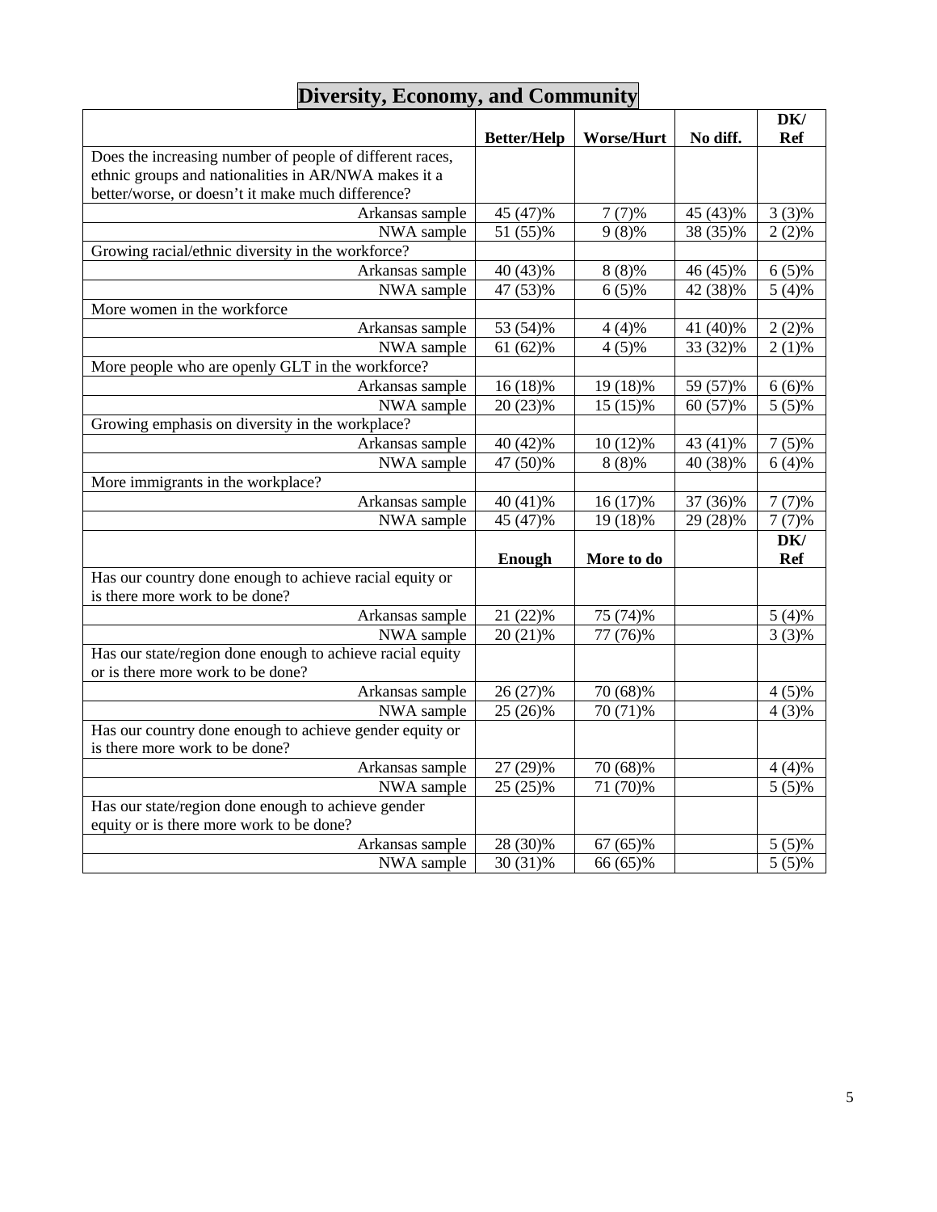# Diversity, Economy, and Community

| | Better/Help | Worse/Hurt | No diff. | DK/ Ref |
|---|---|---|---|---|
| Does the increasing number of people of different races, ethnic groups and nationalities in AR/NWA makes it a better/worse, or doesn't it make much difference? | | | | |
| Arkansas sample | 45 (47)% | 7 (7)% | 45 (43)% | 3 (3)% |
| NWA sample | 51 (55)% | 9 (8)% | 38 (35)% | 2 (2)% |
| Growing racial/ethnic diversity in the workforce? | | | | |
| Arkansas sample | 40 (43)% | 8 (8)% | 46 (45)% | 6 (5)% |
| NWA sample | 47 (53)% | 6 (5)% | 42 (38)% | 5 (4)% |
| More women in the workforce | | | | |
| Arkansas sample | 53 (54)% | 4 (4)% | 41 (40)% | 2 (2)% |
| NWA sample | 61 (62)% | 4 (5)% | 33 (32)% | 2 (1)% |
| More people who are openly GLT in the workforce? | | | | |
| Arkansas sample | 16 (18)% | 19 (18)% | 59 (57)% | 6 (6)% |
| NWA sample | 20 (23)% | 15 (15)% | 60 (57)% | 5 (5)% |
| Growing emphasis on diversity in the workplace? | | | | |
| Arkansas sample | 40 (42)% | 10 (12)% | 43 (41)% | 7 (5)% |
| NWA sample | 47 (50)% | 8 (8)% | 40 (38)% | 6 (4)% |
| More immigrants in the workplace? | | | | |
| Arkansas sample | 40 (41)% | 16 (17)% | 37 (36)% | 7 (7)% |
| NWA sample | 45 (47)% | 19 (18)% | 29 (28)% | 7 (7)% |
| | **Enough** | **More to do** | | **DK/ Ref** |
| Has our country done enough to achieve racial equity or is there more work to be done? | | | | |
| Arkansas sample | 21 (22)% | 75 (74)% | | 5 (4)% |
| NWA sample | 20 (21)% | 77 (76)% | | 3 (3)% |
| Has our state/region done enough to achieve racial equity or is there more work to be done? | | | | |
| Arkansas sample | 26 (27)% | 70 (68)% | | 4 (5)% |
| NWA sample | 25 (26)% | 70 (71)% | | 4 (3)% |
| Has our country done enough to achieve gender equity or is there more work to be done? | | | | |
| Arkansas sample | 27 (29)% | 70 (68)% | | 4 (4)% |
| NWA sample | 25 (25)% | 71 (70)% | | 5 (5)% |
| Has our state/region done enough to achieve gender equity or is there more work to be done? | | | | |
| Arkansas sample | 28 (30)% | 67 (65)% | | 5 (5)% |
| NWA sample | 30 (31)% | 66 (65)% | | 5 (5)% |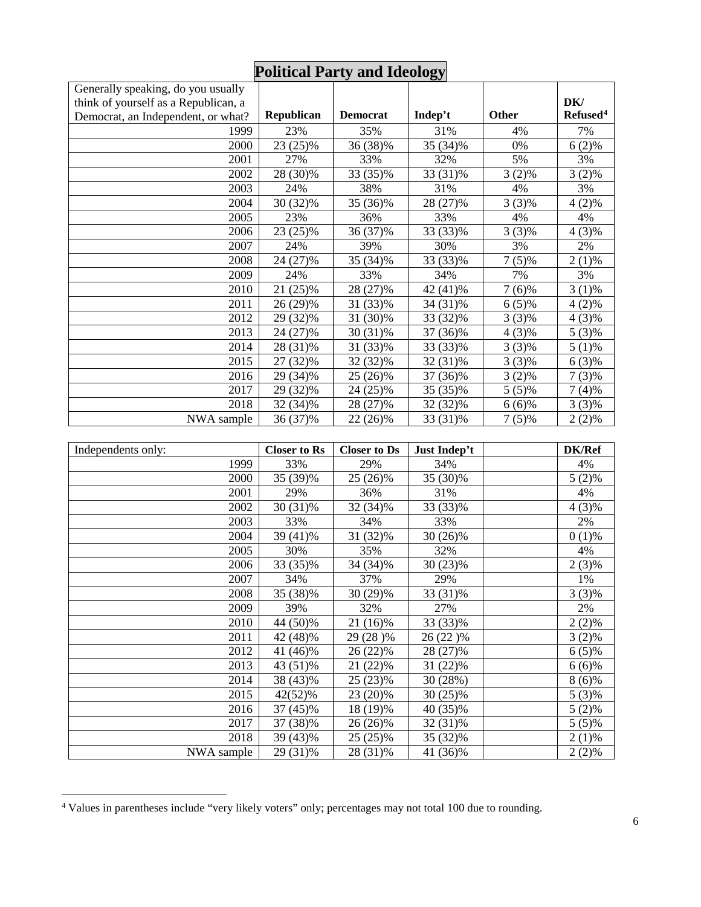## Political Party and Ideology

| Generally speaking, do you usually think of yourself as a Republican, a Democrat, an Independent, or what? | Republican | Democrat | Indep't | Other | DK/ Refused[4] |
|---|---|---|---|---|---|
| 1999 | 23% | 35% | 31% | 4% | 7% |
| 2000 | 23 (25)% | 36 (38)% | 35 (34)% | 0% | 6 (2)% |
| 2001 | 27% | 33% | 32% | 5% | 3% |
| 2002 | 28 (30)% | 33 (35)% | 33 (31)% | 3 (2)% | 3 (2)% |
| 2003 | 24% | 38% | 31% | 4% | 3% |
| 2004 | 30 (32)% | 35 (36)% | 28 (27)% | 3 (3)% | 4 (2)% |
| 2005 | 23% | 36% | 33% | 4% | 4% |
| 2006 | 23 (25)% | 36 (37)% | 33 (33)% | 3 (3)% | 4 (3)% |
| 2007 | 24% | 39% | 30% | 3% | 2% |
| 2008 | 24 (27)% | 35 (34)% | 33 (33)% | 7 (5)% | 2 (1)% |
| 2009 | 24% | 33% | 34% | 7% | 3% |
| 2010 | 21 (25)% | 28 (27)% | 42 (41)% | 7 (6)% | 3 (1)% |
| 2011 | 26 (29)% | 31 (33)% | 34 (31)% | 6 (5)% | 4 (2)% |
| 2012 | 29 (32)% | 31 (30)% | 33 (32)% | 3 (3)% | 4 (3)% |
| 2013 | 24 (27)% | 30 (31)% | 37 (36)% | 4 (3)% | 5 (3)% |
| 2014 | 28 (31)% | 31 (33)% | 33 (33)% | 3 (3)% | 5 (1)% |
| 2015 | 27 (32)% | 32 (32)% | 32 (31)% | 3 (3)% | 6 (3)% |
| 2016 | 29 (34)% | 25 (26)% | 37 (36)% | 3 (2)% | 7 (3)% |
| 2017 | 29 (32)% | 24 (25)% | 35 (35)% | 5 (5)% | 7 (4)% |
| 2018 | 32 (34)% | 28 (27)% | 32 (32)% | 6 (6)% | 3 (3)% |
| NWA sample | 36 (37)% | 22 (26)% | 33 (31)% | 7 (5)% | 2 (2)% |

| Independents only: | Closer to Rs | Closer to Ds | Just Indep't | | DK/Ref |
|---|---|---|---|---|---|
| 1999 | 33% | 29% | 34% | | 4% |
| 2000 | 35 (39)% | 25 (26)% | 35 (30)% | | 5 (2)% |
| 2001 | 29% | 36% | 31% | | 4% |
| 2002 | 30 (31)% | 32 (34)% | 33 (33)% | | 4 (3)% |
| 2003 | 33% | 34% | 33% | | 2% |
| 2004 | 39 (41)% | 31 (32)% | 30 (26)% | | 0 (1)% |
| 2005 | 30% | 35% | 32% | | 4% |
| 2006 | 33 (35)% | 34 (34)% | 30 (23)% | | 2 (3)% |
| 2007 | 34% | 37% | 29% | | 1% |
| 2008 | 35 (38)% | 30 (29)% | 33 (31)% | | 3 (3)% |
| 2009 | 39% | 32% | 27% | | 2% |
| 2010 | 44 (50)% | 21 (16)% | 33 (33)% | | 2 (2)% |
| 2011 | 42 (48)% | 29 (28 )% | 26 (22 )% | | 3 (2)% |
| 2012 | 41 (46)% | 26 (22)% | 28 (27)% | | 6 (5)% |
| 2013 | 43 (51)% | 21 (22)% | 31 (22)% | | 6 (6)% |
| 2014 | 38 (43)% | 25 (23)% | 30 (28%) | | 8 (6)% |
| 2015 | 42(52)% | 23 (20)% | 30 (25)% | | 5 (3)% |
| 2016 | 37 (45)% | 18 (19)% | 40 (35)% | | 5 (2)% |
| 2017 | 37 (38)% | 26 (26)% | 32 (31)% | | 5 (5)% |
| 2018 | 39 (43)% | 25 (25)% | 35 (32)% | | 2 (1)% |
| NWA sample | 29 (31)% | 28 (31)% | 41 (36)% | | 2 (2)% |

[4] Values in parentheses include "very likely voters" only; percentages may not total 100 due to rounding.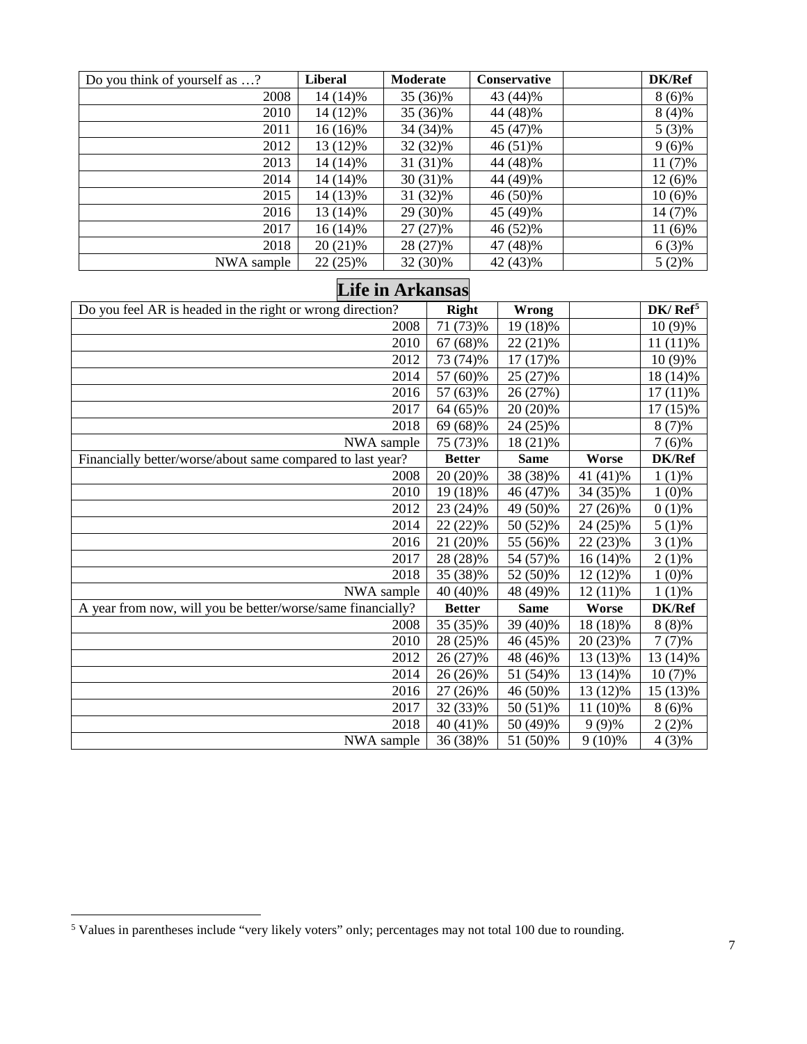| Do you think of yourself as …? | Liberal | Moderate | Conservative | | DK/Ref |
|---|---|---|---|---|---|
| 2008 | 14 (14)% | 35 (36)% | 43 (44)% | | 8 (6)% |
| 2010 | 14 (12)% | 35 (36)% | 44 (48)% | | 8 (4)% |
| 2011 | 16 (16)% | 34 (34)% | 45 (47)% | | 5 (3)% |
| 2012 | 13 (12)% | 32 (32)% | 46 (51)% | | 9 (6)% |
| 2013 | 14 (14)% | 31 (31)% | 44 (48)% | | 11 (7)% |
| 2014 | 14 (14)% | 30 (31)% | 44 (49)% | | 12 (6)% |
| 2015 | 14 (13)% | 31 (32)% | 46 (50)% | | 10 (6)% |
| 2016 | 13 (14)% | 29 (30)% | 45 (49)% | | 14 (7)% |
| 2017 | 16 (14)% | 27 (27)% | 46 (52)% | | 11 (6)% |
| 2018 | 20 (21)% | 28 (27)% | 47 (48)% | | 6 (3)% |
| NWA sample | 22 (25)% | 32 (30)% | 42 (43)% | | 5 (2)% |

## Life in Arkansas

| Do you feel AR is headed in the right or wrong direction? | Right | Wrong | | DK/ Ref[5] |
|---|---|---|---|---|
| 2008 | 71 (73)% | 19 (18)% | | 10 (9)% |
| 2010 | 67 (68)% | 22 (21)% | | 11 (11)% |
| 2012 | 73 (74)% | 17 (17)% | | 10 (9)% |
| 2014 | 57 (60)% | 25 (27)% | | 18 (14)% |
| 2016 | 57 (63)% | 26 (27%) | | 17 (11)% |
| 2017 | 64 (65)% | 20 (20)% | | 17 (15)% |
| 2018 | 69 (68)% | 24 (25)% | | 8 (7)% |
| NWA sample | 75 (73)% | 18 (21)% | | 7 (6)% |
| **Financially better/worse/about same compared to last year?** | **Better** | **Same** | **Worse** | **DK/Ref** |
| 2008 | 20 (20)% | 38 (38)% | 41 (41)% | 1 (1)% |
| 2010 | 19 (18)% | 46 (47)% | 34 (35)% | 1 (0)% |
| 2012 | 23 (24)% | 49 (50)% | 27 (26)% | 0 (1)% |
| 2014 | 22 (22)% | 50 (52)% | 24 (25)% | 5 (1)% |
| 2016 | 21 (20)% | 55 (56)% | 22 (23)% | 3 (1)% |
| 2017 | 28 (28)% | 54 (57)% | 16 (14)% | 2 (1)% |
| 2018 | 35 (38)% | 52 (50)% | 12 (12)% | 1 (0)% |
| NWA sample | 40 (40)% | 48 (49)% | 12 (11)% | 1 (1)% |
| **A year from now, will you be better/worse/same financially?** | **Better** | **Same** | **Worse** | **DK/Ref** |
| 2008 | 35 (35)% | 39 (40)% | 18 (18)% | 8 (8)% |
| 2010 | 28 (25)% | 46 (45)% | 20 (23)% | 7 (7)% |
| 2012 | 26 (27)% | 48 (46)% | 13 (13)% | 13 (14)% |
| 2014 | 26 (26)% | 51 (54)% | 13 (14)% | 10 (7)% |
| 2016 | 27 (26)% | 46 (50)% | 13 (12)% | 15 (13)% |
| 2017 | 32 (33)% | 50 (51)% | 11 (10)% | 8 (6)% |
| 2018 | 40 (41)% | 50 (49)% | 9 (9)% | 2 (2)% |
| NWA sample | 36 (38)% | 51 (50)% | 9 (10)% | 4 (3)% |

[5] Values in parentheses include "very likely voters" only; percentages may not total 100 due to rounding.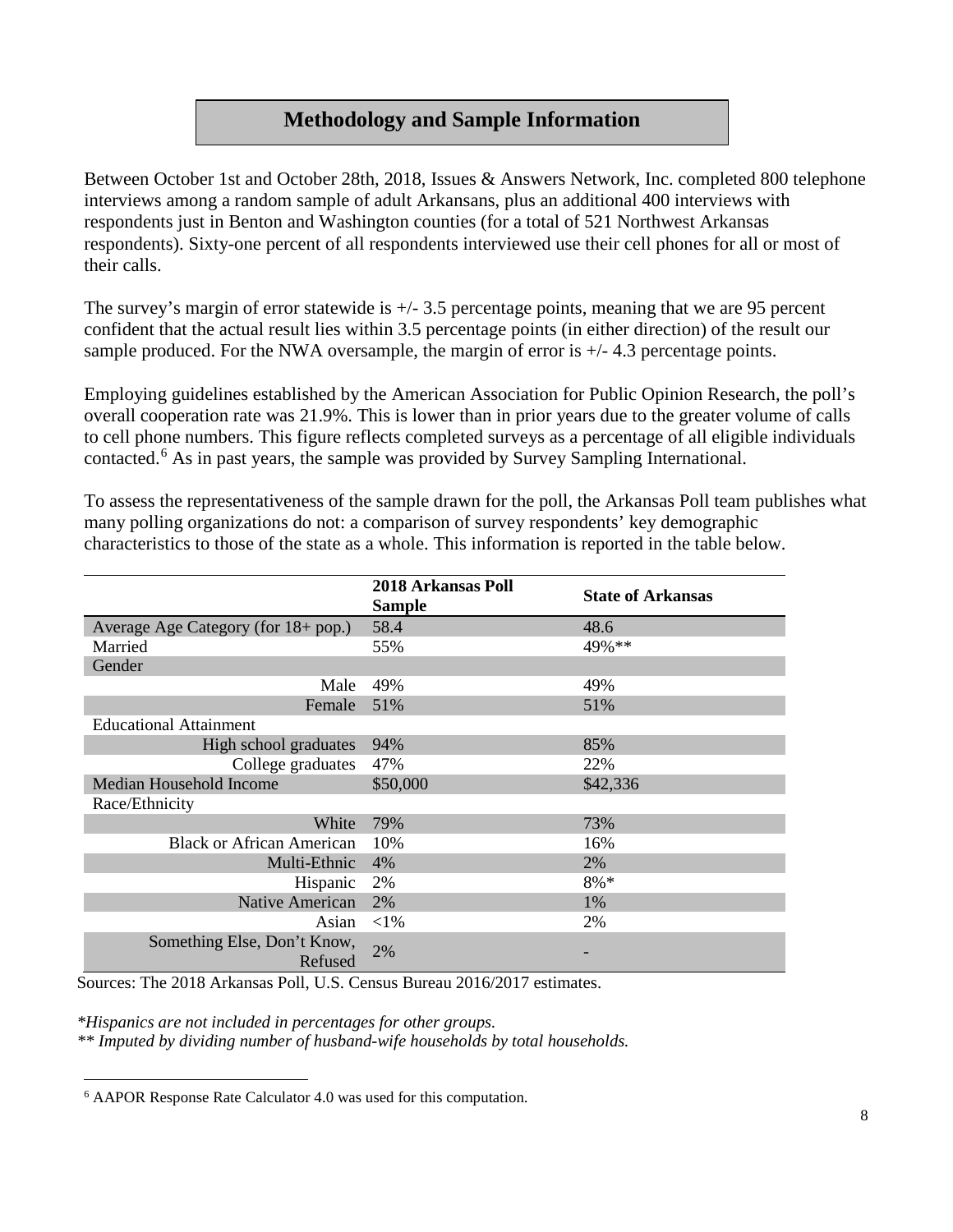## Methodology and Sample Information

Between October 1st and October 28th, 2018, Issues & Answers Network, Inc. completed 800 telephone interviews among a random sample of adult Arkansans, plus an additional 400 interviews with respondents just in Benton and Washington counties (for a total of 521 Northwest Arkansas respondents). Sixty-one percent of all respondents interviewed use their cell phones for all or most of their calls.

The survey's margin of error statewide is +/- 3.5 percentage points, meaning that we are 95 percent confident that the actual result lies within 3.5 percentage points (in either direction) of the result our sample produced. For the NWA oversample, the margin of error is +/- 4.3 percentage points.

Employing guidelines established by the American Association for Public Opinion Research, the poll's overall cooperation rate was 21.9%. This is lower than in prior years due to the greater volume of calls to cell phone numbers. This figure reflects completed surveys as a percentage of all eligible individuals contacted.[6] As in past years, the sample was provided by Survey Sampling International.

To assess the representativeness of the sample drawn for the poll, the Arkansas Poll team publishes what many polling organizations do not: a comparison of survey respondents' key demographic characteristics to those of the state as a whole. This information is reported in the table below.

| | 2018 Arkansas Poll Sample | State of Arkansas |
|---|---|---|
| Average Age Category (for 18+ pop.) | 58.4 | 48.6 |
| Married | 55% | 49%** |
| Gender | | |
| Male | 49% | 49% |
| Female | 51% | 51% |
| Educational Attainment | | |
| High school graduates | 94% | 85% |
| College graduates | 47% | 22% |
| Median Household Income | $50,000 | $42,336 |
| Race/Ethnicity | | |
| White | 79% | 73% |
| Black or African American | 10% | 16% |
| Multi-Ethnic | 4% | 2% |
| Hispanic | 2% | 8%* |
| Native American | 2% | 1% |
| Asian | <1% | 2% |
| Something Else, Don't Know, Refused | 2% | - |

Sources: The 2018 Arkansas Poll, U.S. Census Bureau 2016/2017 estimates.

*\*Hispanics are not included in percentages for other groups.*
*\*\* Imputed by dividing number of husband-wife households by total households.*

[6] AAPOR Response Rate Calculator 4.0 was used for this computation.